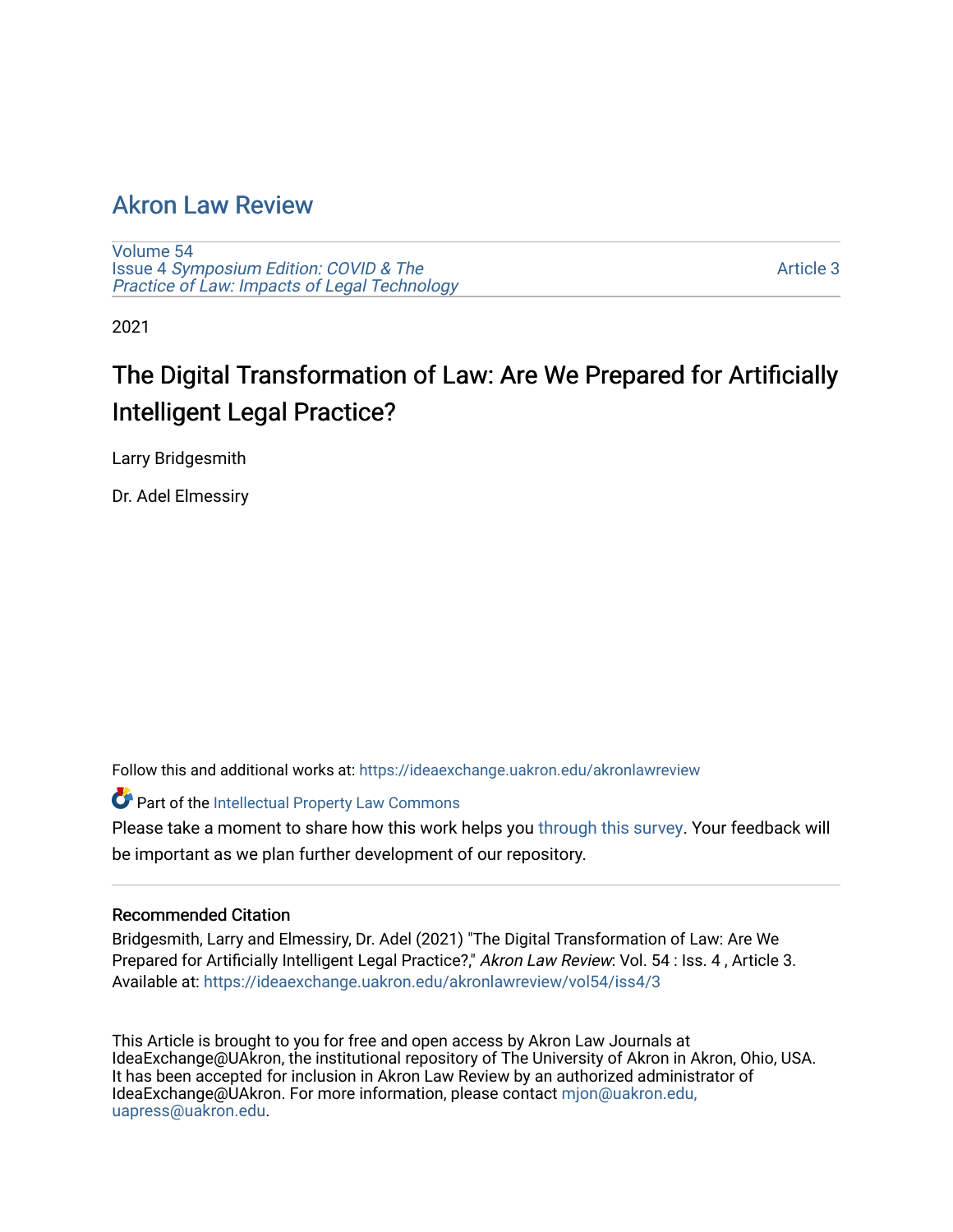# Akron Law Review

Volume 54
Issue 4 *Symposium Edition: COVID & The Practice of Law: Impacts of Legal Technology*

Article 3

2021

## The Digital Transformation of Law: Are We Prepared for Artificially Intelligent Legal Practice?

Larry Bridgesmith

Dr. Adel Elmessiry

Follow this and additional works at: https://ideaexchange.uakron.edu/akronlawreview

Part of the Intellectual Property Law Commons

Please take a moment to share how this work helps you through this survey. Your feedback will be important as we plan further development of our repository.

### Recommended Citation

Bridgesmith, Larry and Elmessiry, Dr. Adel (2021) "The Digital Transformation of Law: Are We Prepared for Artificially Intelligent Legal Practice?," *Akron Law Review*: Vol. 54 : Iss. 4 , Article 3.
Available at: https://ideaexchange.uakron.edu/akronlawreview/vol54/iss4/3

This Article is brought to you for free and open access by Akron Law Journals at IdeaExchange@UAkron, the institutional repository of The University of Akron in Akron, Ohio, USA. It has been accepted for inclusion in Akron Law Review by an authorized administrator of IdeaExchange@UAkron. For more information, please contact mjon@uakron.edu, uapress@uakron.edu.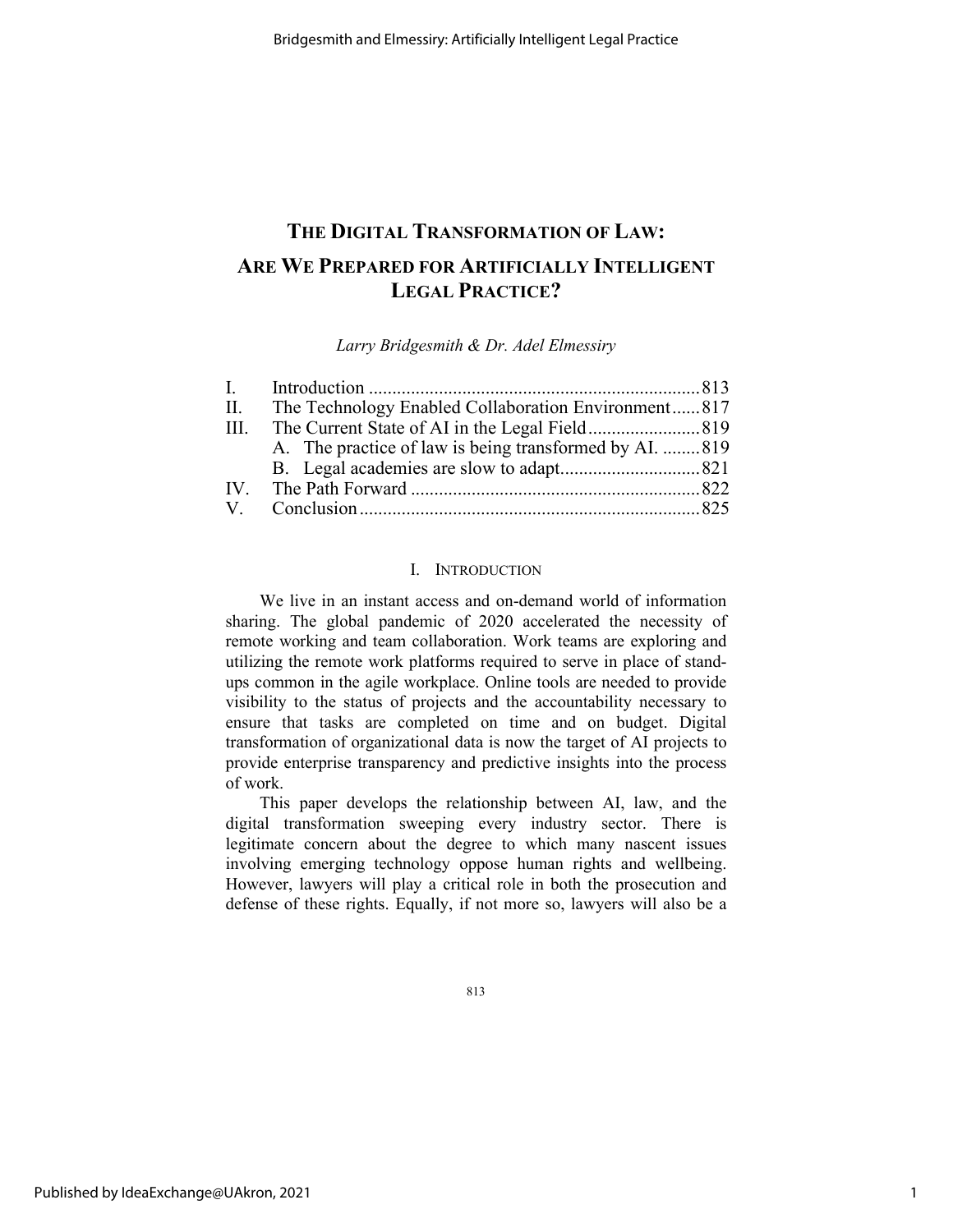# THE DIGITAL TRANSFORMATION OF LAW: ARE WE PREPARED FOR ARTIFICIALLY INTELLIGENT LEGAL PRACTICE?

*Larry Bridgesmith & Dr. Adel Elmessiry*

| | | |
|---|---|---|
| I. | Introduction | 813 |
| II. | The Technology Enabled Collaboration Environment | 817 |
| III. | The Current State of AI in the Legal Field | 819 |
| | A. The practice of law is being transformed by AI. | 819 |
| | B. Legal academies are slow to adapt | 821 |
| IV. | The Path Forward | 822 |
| V. | Conclusion | 825 |

## I. INTRODUCTION

We live in an instant access and on-demand world of information sharing. The global pandemic of 2020 accelerated the necessity of remote working and team collaboration. Work teams are exploring and utilizing the remote work platforms required to serve in place of stand-ups common in the agile workplace. Online tools are needed to provide visibility to the status of projects and the accountability necessary to ensure that tasks are completed on time and on budget. Digital transformation of organizational data is now the target of AI projects to provide enterprise transparency and predictive insights into the process of work.

This paper develops the relationship between AI, law, and the digital transformation sweeping every industry sector. There is legitimate concern about the degree to which many nascent issues involving emerging technology oppose human rights and wellbeing. However, lawyers will play a critical role in both the prosecution and defense of these rights. Equally, if not more so, lawyers will also be a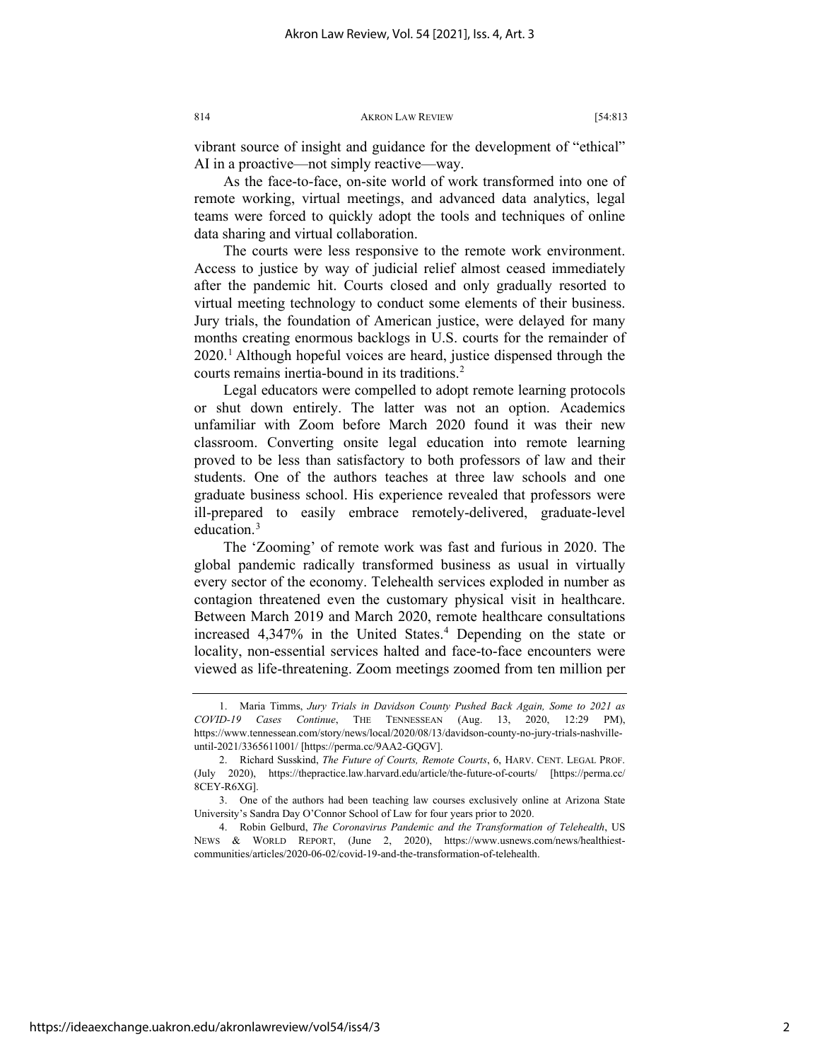vibrant source of insight and guidance for the development of "ethical" AI in a proactive—not simply reactive—way.

As the face-to-face, on-site world of work transformed into one of remote working, virtual meetings, and advanced data analytics, legal teams were forced to quickly adopt the tools and techniques of online data sharing and virtual collaboration.

The courts were less responsive to the remote work environment. Access to justice by way of judicial relief almost ceased immediately after the pandemic hit. Courts closed and only gradually resorted to virtual meeting technology to conduct some elements of their business. Jury trials, the foundation of American justice, were delayed for many months creating enormous backlogs in U.S. courts for the remainder of 2020.[1] Although hopeful voices are heard, justice dispensed through the courts remains inertia-bound in its traditions.[2]

Legal educators were compelled to adopt remote learning protocols or shut down entirely. The latter was not an option. Academics unfamiliar with Zoom before March 2020 found it was their new classroom. Converting onsite legal education into remote learning proved to be less than satisfactory to both professors of law and their students. One of the authors teaches at three law schools and one graduate business school. His experience revealed that professors were ill-prepared to easily embrace remotely-delivered, graduate-level education.[3]

The 'Zooming' of remote work was fast and furious in 2020. The global pandemic radically transformed business as usual in virtually every sector of the economy. Telehealth services exploded in number as contagion threatened even the customary physical visit in healthcare. Between March 2019 and March 2020, remote healthcare consultations increased 4,347% in the United States.[4] Depending on the state or locality, non-essential services halted and face-to-face encounters were viewed as life-threatening. Zoom meetings zoomed from ten million per

---

1. Maria Timms, *Jury Trials in Davidson County Pushed Back Again, Some to 2021 as COVID-19 Cases Continue*, THE TENNESSEAN (Aug. 13, 2020, 12:29 PM), https://www.tennessean.com/story/news/local/2020/08/13/davidson-county-no-jury-trials-nashville-until-2021/3365611001/ [https://perma.cc/9AA2-GQGV].

2. Richard Susskind, *The Future of Courts, Remote Courts*, 6, HARV. CENT. LEGAL PROF. (July 2020), https://thepractice.law.harvard.edu/article/the-future-of-courts/ [https://perma.cc/8CEY-R6XG].

3. One of the authors had been teaching law courses exclusively online at Arizona State University's Sandra Day O'Connor School of Law for four years prior to 2020.

4. Robin Gelburd, *The Coronavirus Pandemic and the Transformation of Telehealth*, US NEWS & WORLD REPORT, (June 2, 2020), https://www.usnews.com/news/healthiest-communities/articles/2020-06-02/covid-19-and-the-transformation-of-telehealth.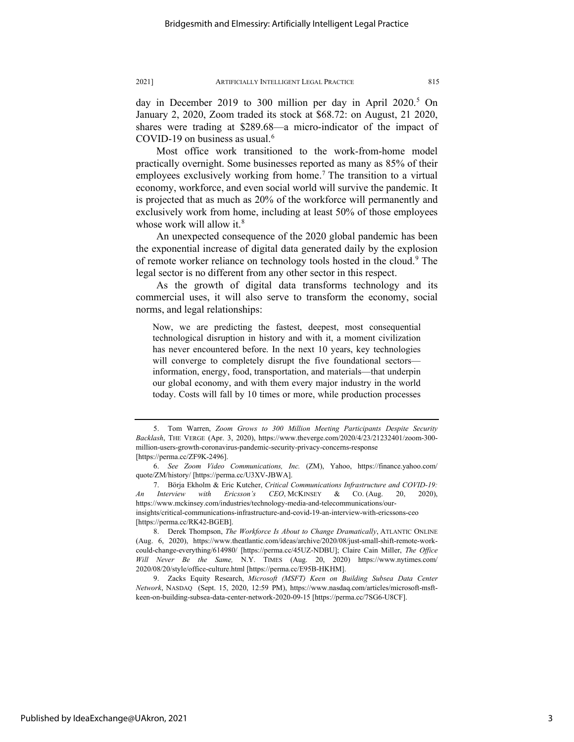day in December 2019 to 300 million per day in April 2020.[5] On January 2, 2020, Zoom traded its stock at $68.72: on August, 21 2020, shares were trading at $289.68—a micro-indicator of the impact of COVID-19 on business as usual.[6]

Most office work transitioned to the work-from-home model practically overnight. Some businesses reported as many as 85% of their employees exclusively working from home.[7] The transition to a virtual economy, workforce, and even social world will survive the pandemic. It is projected that as much as 20% of the workforce will permanently and exclusively work from home, including at least 50% of those employees whose work will allow it.[8]

An unexpected consequence of the 2020 global pandemic has been the exponential increase of digital data generated daily by the explosion of remote worker reliance on technology tools hosted in the cloud.[9] The legal sector is no different from any other sector in this respect.

As the growth of digital data transforms technology and its commercial uses, it will also serve to transform the economy, social norms, and legal relationships:

> Now, we are predicting the fastest, deepest, most consequential technological disruption in history and with it, a moment civilization has never encountered before. In the next 10 years, key technologies will converge to completely disrupt the five foundational sectors—information, energy, food, transportation, and materials—that underpin our global economy, and with them every major industry in the world today. Costs will fall by 10 times or more, while production processes

---

5. Tom Warren, *Zoom Grows to 300 Million Meeting Participants Despite Security Backlash*, THE VERGE (Apr. 3, 2020), https://www.theverge.com/2020/4/23/21232401/zoom-300-million-users-growth-coronavirus-pandemic-security-privacy-concerns-response [https://perma.cc/ZF9K-2496].

6. *See Zoom Video Communications, Inc.* (ZM), Yahoo, https://finance.yahoo.com/quote/ZM/history/ [https://perma.cc/U3XV-JBWA].

7. Börja Ekholm & Eric Kutcher, *Critical Communications Infrastructure and COVID-19: An Interview with Ericsson's CEO*, MCKINSEY & CO. (Aug. 20, 2020), https://www.mckinsey.com/industries/technology-media-and-telecommunications/our-insights/critical-communications-infrastructure-and-covid-19-an-interview-with-ericssons-ceo [https://perma.cc/RK42-BGEB].

8. Derek Thompson, *The Workforce Is About to Change Dramatically*, ATLANTIC ONLINE (Aug. 6, 2020), https://www.theatlantic.com/ideas/archive/2020/08/just-small-shift-remote-work-could-change-everything/614980/ [https://perma.cc/45UZ-NDBU]; Claire Cain Miller, *The Office Will Never Be the Same,* N.Y. TIMES (Aug. 20, 2020) https://www.nytimes.com/2020/08/20/style/office-culture.html [https://perma.cc/E95B-HKHM].

9. Zacks Equity Research, *Microsoft (MSFT) Keen on Building Subsea Data Center Network*, NASDAQ (Sept. 15, 2020, 12:59 PM), https://www.nasdaq.com/articles/microsoft-msft-keen-on-building-subsea-data-center-network-2020-09-15 [https://perma.cc/7SG6-U8CF].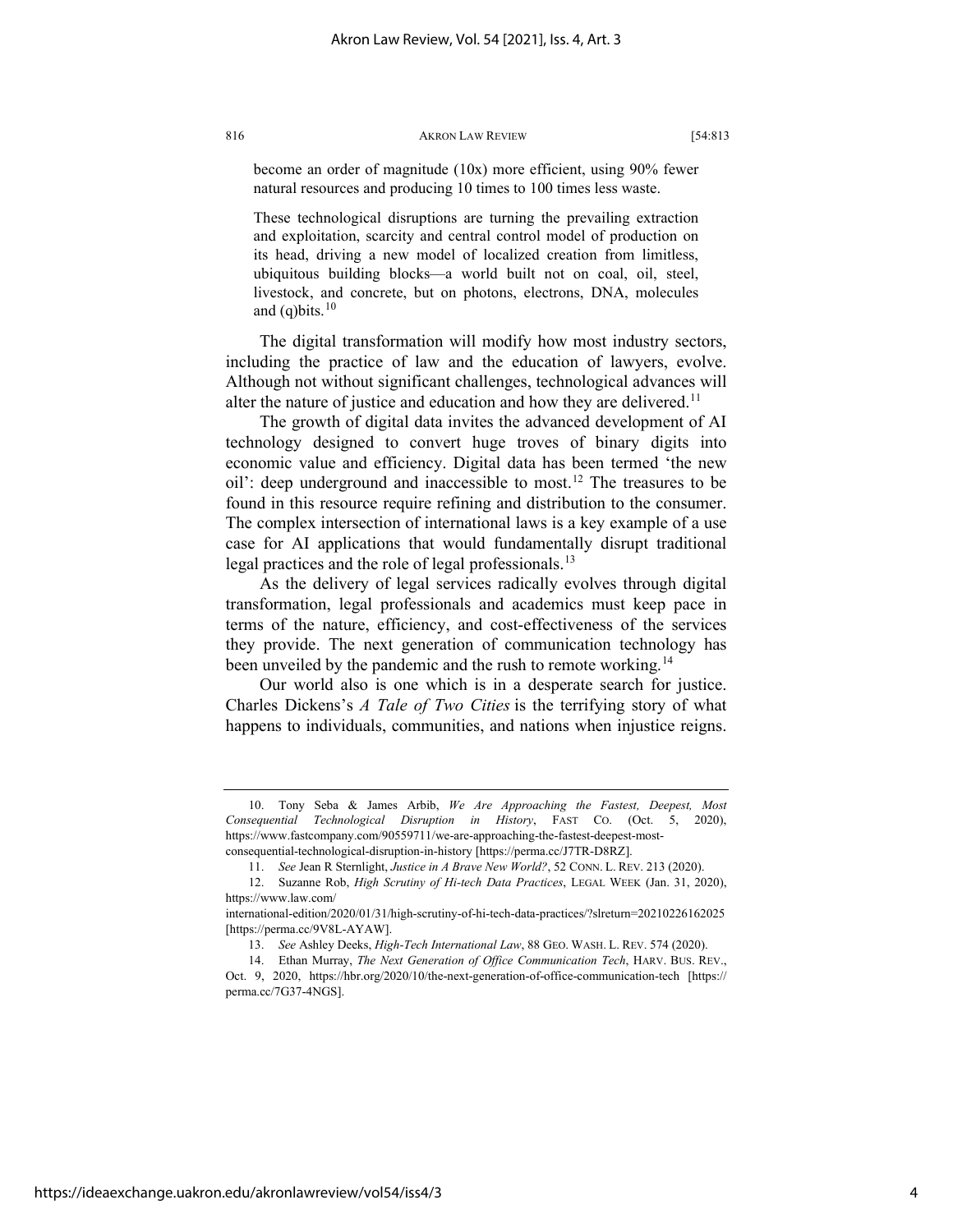> become an order of magnitude (10x) more efficient, using 90% fewer natural resources and producing 10 times to 100 times less waste.
>
> These technological disruptions are turning the prevailing extraction and exploitation, scarcity and central control model of production on its head, driving a new model of localized creation from limitless, ubiquitous building blocks—a world built not on coal, oil, steel, livestock, and concrete, but on photons, electrons, DNA, molecules and (q)bits.[10]

The digital transformation will modify how most industry sectors, including the practice of law and the education of lawyers, evolve. Although not without significant challenges, technological advances will alter the nature of justice and education and how they are delivered.[11]

The growth of digital data invites the advanced development of AI technology designed to convert huge troves of binary digits into economic value and efficiency. Digital data has been termed 'the new oil': deep underground and inaccessible to most.[12] The treasures to be found in this resource require refining and distribution to the consumer. The complex intersection of international laws is a key example of a use case for AI applications that would fundamentally disrupt traditional legal practices and the role of legal professionals.[13]

As the delivery of legal services radically evolves through digital transformation, legal professionals and academics must keep pace in terms of the nature, efficiency, and cost-effectiveness of the services they provide. The next generation of communication technology has been unveiled by the pandemic and the rush to remote working.[14]

Our world also is one which is in a desperate search for justice. Charles Dickens's *A Tale of Two Cities* is the terrifying story of what happens to individuals, communities, and nations when injustice reigns.

---

10. Tony Seba & James Arbib, *We Are Approaching the Fastest, Deepest, Most Consequential Technological Disruption in History*, FAST CO. (Oct. 5, 2020), https://www.fastcompany.com/90559711/we-are-approaching-the-fastest-deepest-most-consequential-technological-disruption-in-history [https://perma.cc/J7TR-D8RZ].

11. *See* Jean R Sternlight, *Justice in A Brave New World?*, 52 CONN. L. REV. 213 (2020).

12. Suzanne Rob, *High Scrutiny of Hi-tech Data Practices*, LEGAL WEEK (Jan. 31, 2020), https://www.law.com/international-edition/2020/01/31/high-scrutiny-of-hi-tech-data-practices/?slreturn=20210226162025 [https://perma.cc/9V8L-AYAW].

13. *See* Ashley Deeks, *High-Tech International Law*, 88 GEO. WASH. L. REV. 574 (2020).

14. Ethan Murray, *The Next Generation of Office Communication Tech*, HARV. BUS. REV., Oct. 9, 2020, https://hbr.org/2020/10/the-next-generation-of-office-communication-tech [https://perma.cc/7G37-4NGS].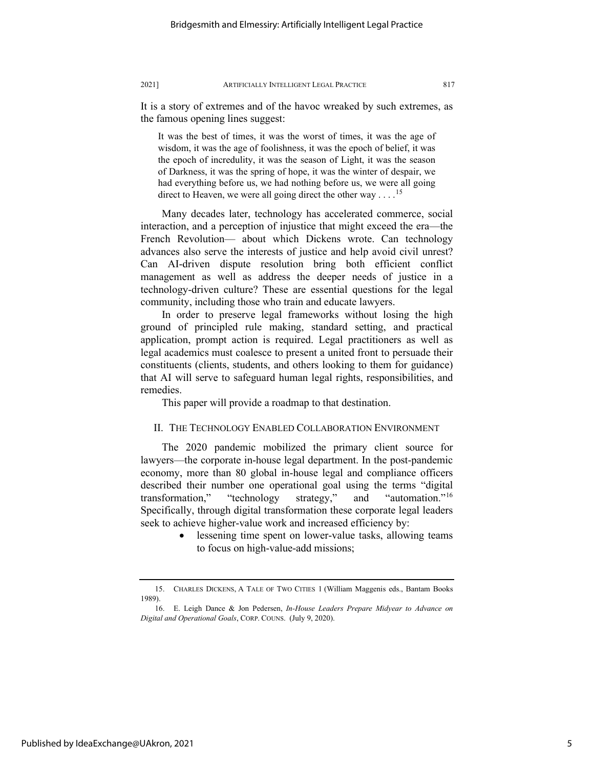It is a story of extremes and of the havoc wreaked by such extremes, as the famous opening lines suggest:

> It was the best of times, it was the worst of times, it was the age of wisdom, it was the age of foolishness, it was the epoch of belief, it was the epoch of incredulity, it was the season of Light, it was the season of Darkness, it was the spring of hope, it was the winter of despair, we had everything before us, we had nothing before us, we were all going direct to Heaven, we were all going direct the other way . . . .[15]

Many decades later, technology has accelerated commerce, social interaction, and a perception of injustice that might exceed the era—the French Revolution— about which Dickens wrote. Can technology advances also serve the interests of justice and help avoid civil unrest? Can AI-driven dispute resolution bring both efficient conflict management as well as address the deeper needs of justice in a technology-driven culture? These are essential questions for the legal community, including those who train and educate lawyers.

In order to preserve legal frameworks without losing the high ground of principled rule making, standard setting, and practical application, prompt action is required. Legal practitioners as well as legal academics must coalesce to present a united front to persuade their constituents (clients, students, and others looking to them for guidance) that AI will serve to safeguard human legal rights, responsibilities, and remedies.

This paper will provide a roadmap to that destination.

## II. The Technology Enabled Collaboration Environment

The 2020 pandemic mobilized the primary client source for lawyers—the corporate in-house legal department. In the post-pandemic economy, more than 80 global in-house legal and compliance officers described their number one operational goal using the terms "digital transformation," "technology strategy," and "automation."[16] Specifically, through digital transformation these corporate legal leaders seek to achieve higher-value work and increased efficiency by:

- lessening time spent on lower-value tasks, allowing teams to focus on high-value-add missions;

---

15. Charles Dickens, A Tale of Two Cities 1 (William Maggenis eds., Bantam Books 1989).

16. E. Leigh Dance & Jon Pedersen, *In-House Leaders Prepare Midyear to Advance on Digital and Operational Goals*, Corp. Couns. (July 9, 2020).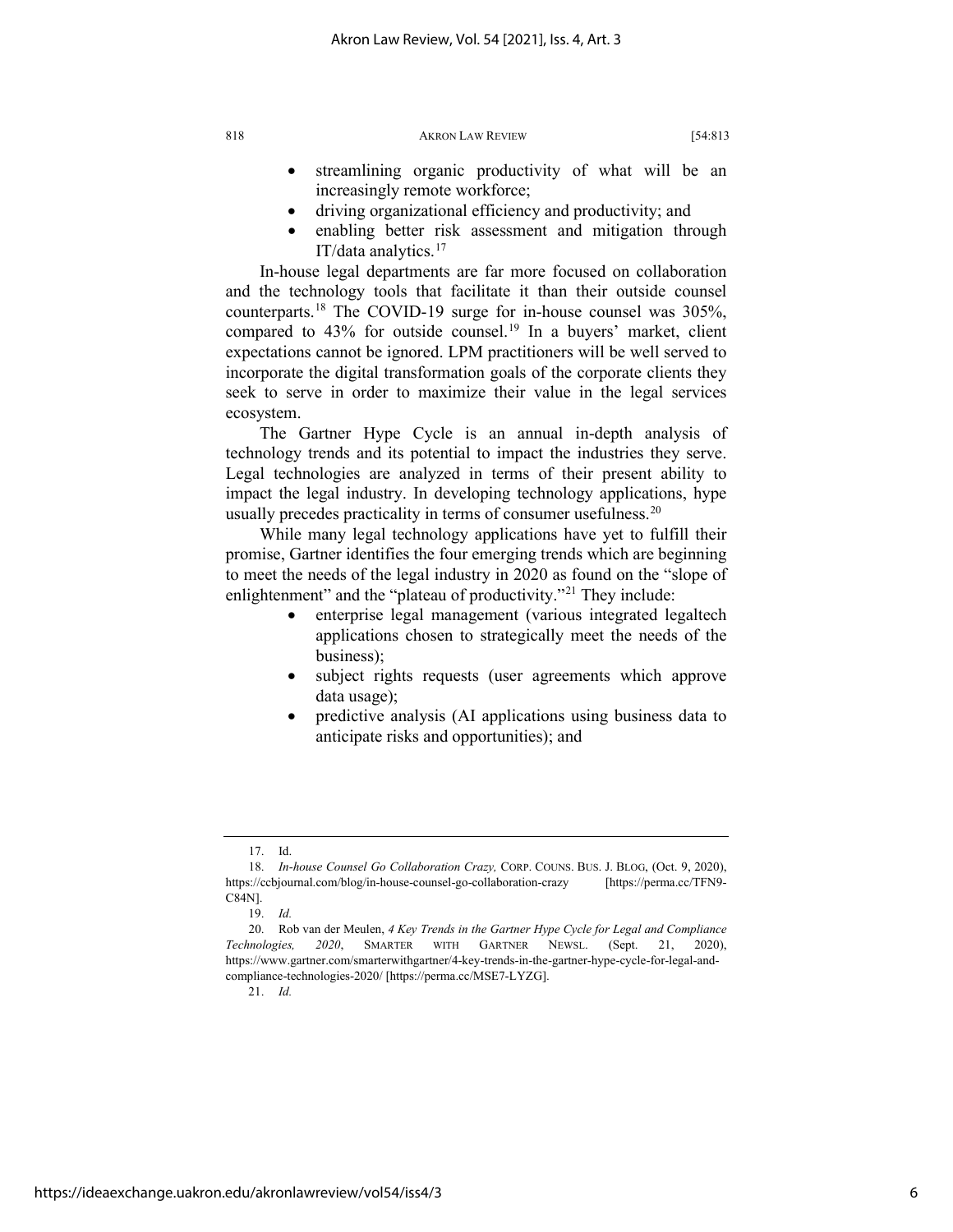- streamlining organic productivity of what will be an increasingly remote workforce;
- driving organizational efficiency and productivity; and
- enabling better risk assessment and mitigation through IT/data analytics.[17]

In-house legal departments are far more focused on collaboration and the technology tools that facilitate it than their outside counsel counterparts.[18] The COVID-19 surge for in-house counsel was 305%, compared to 43% for outside counsel.[19] In a buyers' market, client expectations cannot be ignored. LPM practitioners will be well served to incorporate the digital transformation goals of the corporate clients they seek to serve in order to maximize their value in the legal services ecosystem.

The Gartner Hype Cycle is an annual in-depth analysis of technology trends and its potential to impact the industries they serve. Legal technologies are analyzed in terms of their present ability to impact the legal industry. In developing technology applications, hype usually precedes practicality in terms of consumer usefulness.[20]

While many legal technology applications have yet to fulfill their promise, Gartner identifies the four emerging trends which are beginning to meet the needs of the legal industry in 2020 as found on the "slope of enlightenment" and the "plateau of productivity."[21] They include:

- enterprise legal management (various integrated legaltech applications chosen to strategically meet the needs of the business);
- subject rights requests (user agreements which approve data usage);
- predictive analysis (AI applications using business data to anticipate risks and opportunities); and

---

17. Id.

18. *In-house Counsel Go Collaboration Crazy,* CORP. COUNS. BUS. J. BLOG, (Oct. 9, 2020), https://ccbjournal.com/blog/in-house-counsel-go-collaboration-crazy [https://perma.cc/TFN9-C84N].

19. *Id.*

20. Rob van der Meulen, *4 Key Trends in the Gartner Hype Cycle for Legal and Compliance Technologies, 2020*, SMARTER WITH GARTNER NEWSL. (Sept. 21, 2020), https://www.gartner.com/smarterwithgartner/4-key-trends-in-the-gartner-hype-cycle-for-legal-and-compliance-technologies-2020/ [https://perma.cc/MSE7-LYZG].

21. *Id.*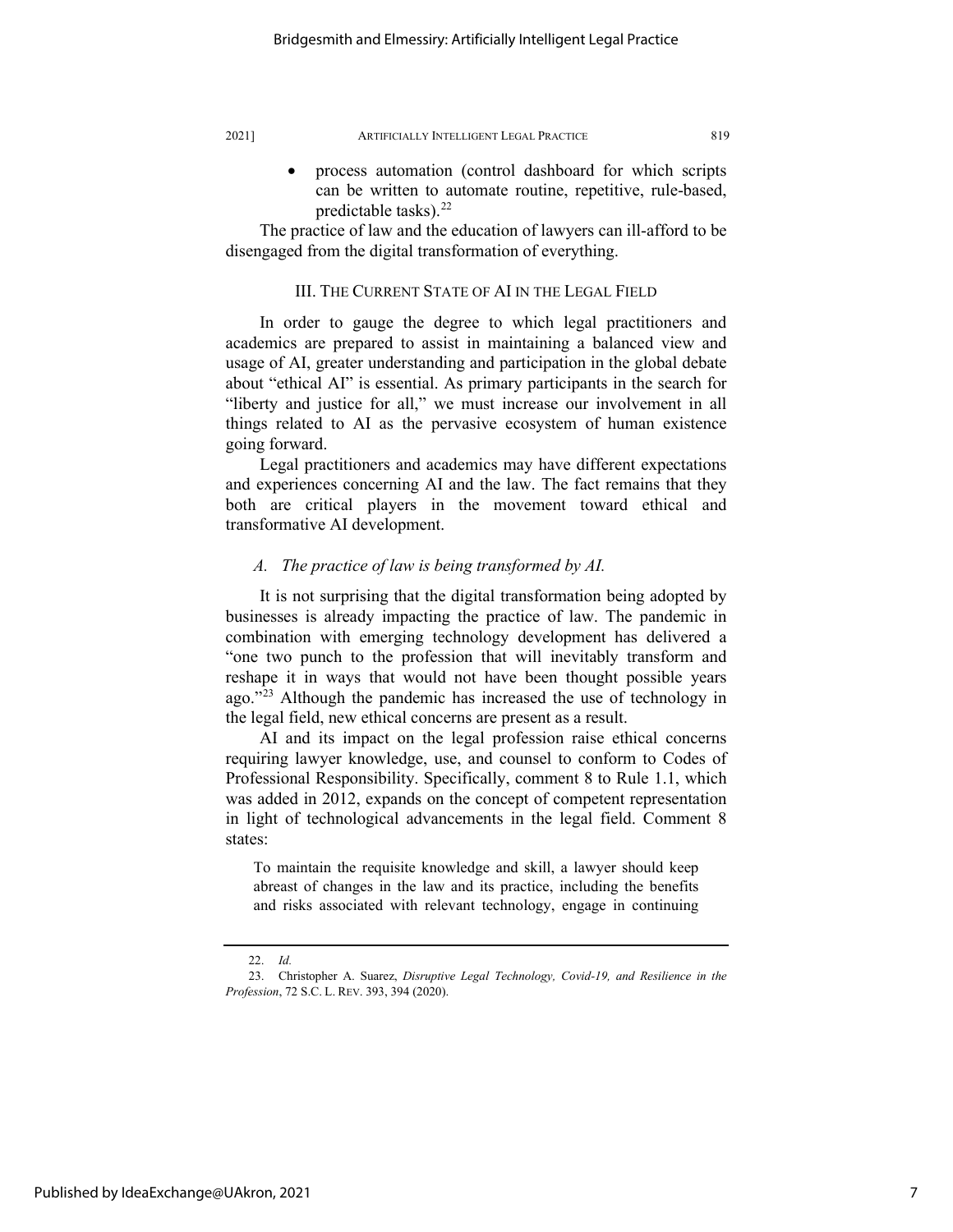- process automation (control dashboard for which scripts can be written to automate routine, repetitive, rule-based, predictable tasks).[22]

The practice of law and the education of lawyers can ill-afford to be disengaged from the digital transformation of everything.

## III. The Current State of AI in the Legal Field

In order to gauge the degree to which legal practitioners and academics are prepared to assist in maintaining a balanced view and usage of AI, greater understanding and participation in the global debate about "ethical AI" is essential. As primary participants in the search for "liberty and justice for all," we must increase our involvement in all things related to AI as the pervasive ecosystem of human existence going forward.

Legal practitioners and academics may have different expectations and experiences concerning AI and the law. The fact remains that they both are critical players in the movement toward ethical and transformative AI development.

### *A. The practice of law is being transformed by AI.*

It is not surprising that the digital transformation being adopted by businesses is already impacting the practice of law. The pandemic in combination with emerging technology development has delivered a "one two punch to the profession that will inevitably transform and reshape it in ways that would not have been thought possible years ago."[23] Although the pandemic has increased the use of technology in the legal field, new ethical concerns are present as a result.

AI and its impact on the legal profession raise ethical concerns requiring lawyer knowledge, use, and counsel to conform to Codes of Professional Responsibility. Specifically, comment 8 to Rule 1.1, which was added in 2012, expands on the concept of competent representation in light of technological advancements in the legal field. Comment 8 states:

> To maintain the requisite knowledge and skill, a lawyer should keep abreast of changes in the law and its practice, including the benefits and risks associated with relevant technology, engage in continuing

---

22. *Id.*

23. Christopher A. Suarez, *Disruptive Legal Technology, Covid-19, and Resilience in the Profession*, 72 S.C. L. Rev. 393, 394 (2020).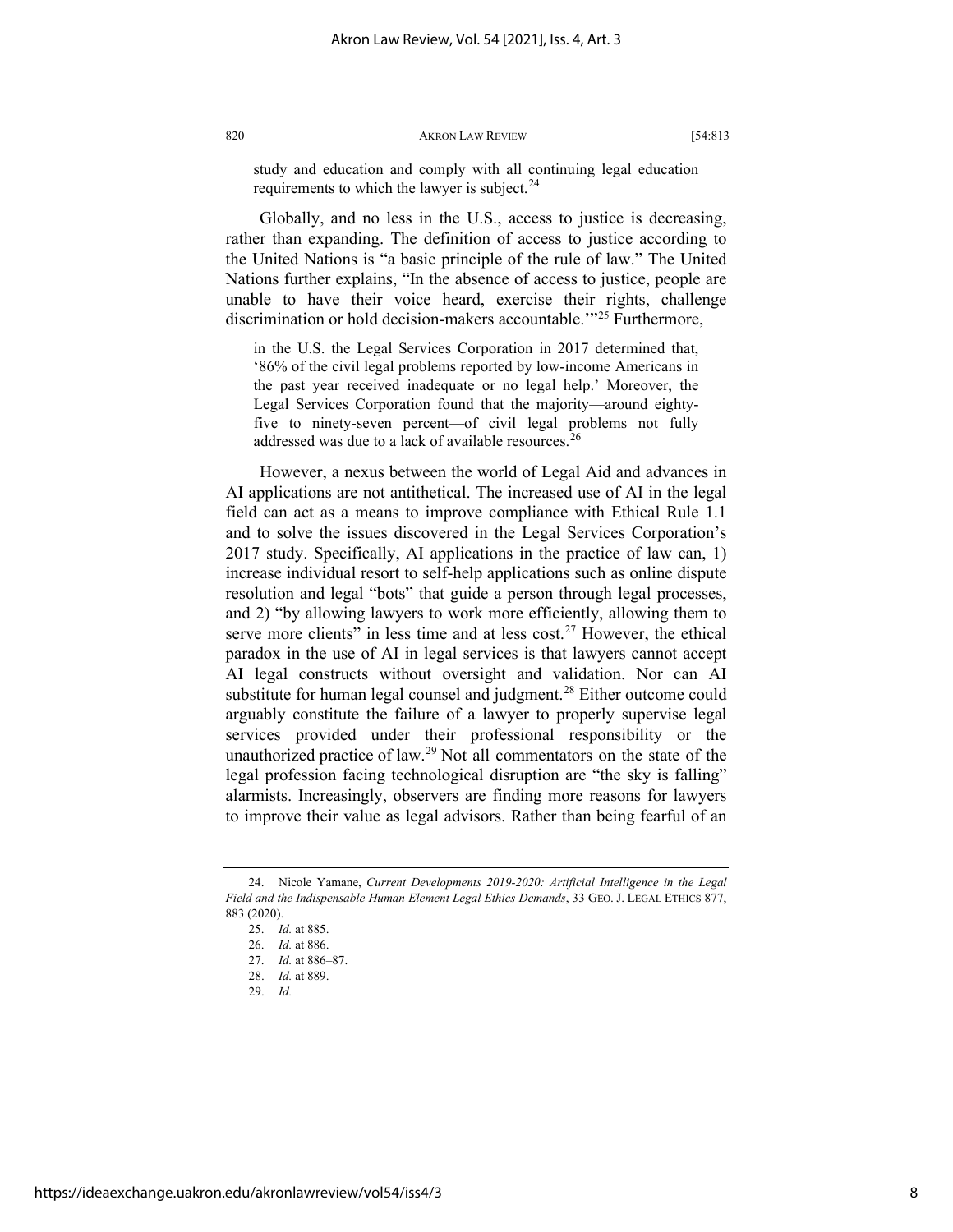study and education and comply with all continuing legal education requirements to which the lawyer is subject.[24]

Globally, and no less in the U.S., access to justice is decreasing, rather than expanding. The definition of access to justice according to the United Nations is "a basic principle of the rule of law." The United Nations further explains, "In the absence of access to justice, people are unable to have their voice heard, exercise their rights, challenge discrimination or hold decision-makers accountable.'"[25] Furthermore,

> in the U.S. the Legal Services Corporation in 2017 determined that, '86% of the civil legal problems reported by low-income Americans in the past year received inadequate or no legal help.' Moreover, the Legal Services Corporation found that the majority—around eighty-five to ninety-seven percent—of civil legal problems not fully addressed was due to a lack of available resources.[26]

However, a nexus between the world of Legal Aid and advances in AI applications are not antithetical. The increased use of AI in the legal field can act as a means to improve compliance with Ethical Rule 1.1 and to solve the issues discovered in the Legal Services Corporation's 2017 study. Specifically, AI applications in the practice of law can, 1) increase individual resort to self-help applications such as online dispute resolution and legal "bots" that guide a person through legal processes, and 2) "by allowing lawyers to work more efficiently, allowing them to serve more clients" in less time and at less cost.[27] However, the ethical paradox in the use of AI in legal services is that lawyers cannot accept AI legal constructs without oversight and validation. Nor can AI substitute for human legal counsel and judgment.[28] Either outcome could arguably constitute the failure of a lawyer to properly supervise legal services provided under their professional responsibility or the unauthorized practice of law.[29] Not all commentators on the state of the legal profession facing technological disruption are "the sky is falling" alarmists. Increasingly, observers are finding more reasons for lawyers to improve their value as legal advisors. Rather than being fearful of an

---

24. Nicole Yamane, *Current Developments 2019-2020: Artificial Intelligence in the Legal Field and the Indispensable Human Element Legal Ethics Demands*, 33 GEO. J. LEGAL ETHICS 877, 883 (2020).

25. *Id.* at 885.

26. *Id.* at 886.

27. *Id.* at 886–87.

28. *Id.* at 889.

29. *Id.*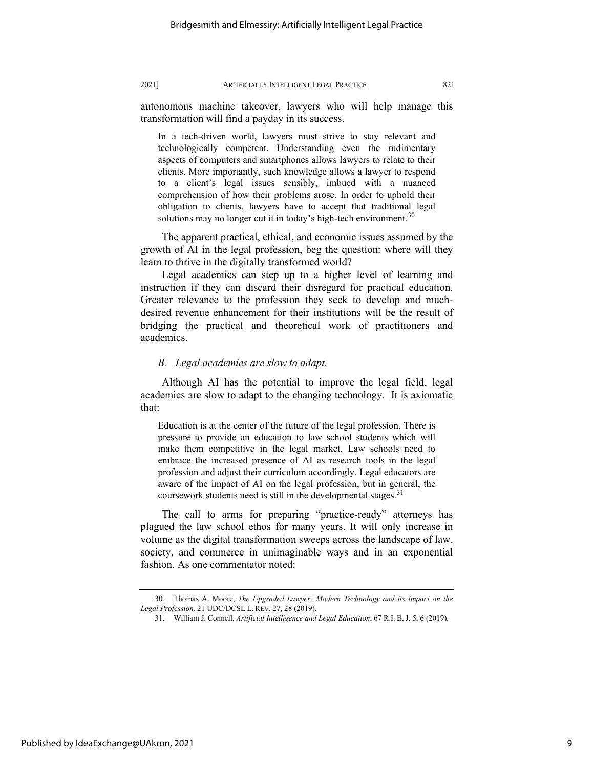autonomous machine takeover, lawyers who will help manage this transformation will find a payday in its success.

> In a tech-driven world, lawyers must strive to stay relevant and technologically competent. Understanding even the rudimentary aspects of computers and smartphones allows lawyers to relate to their clients. More importantly, such knowledge allows a lawyer to respond to a client's legal issues sensibly, imbued with a nuanced comprehension of how their problems arose. In order to uphold their obligation to clients, lawyers have to accept that traditional legal solutions may no longer cut it in today's high-tech environment.[30]

The apparent practical, ethical, and economic issues assumed by the growth of AI in the legal profession, beg the question: where will they learn to thrive in the digitally transformed world?

Legal academics can step up to a higher level of learning and instruction if they can discard their disregard for practical education. Greater relevance to the profession they seek to develop and much-desired revenue enhancement for their institutions will be the result of bridging the practical and theoretical work of practitioners and academics.

### *B. Legal academies are slow to adapt.*

Although AI has the potential to improve the legal field, legal academies are slow to adapt to the changing technology. It is axiomatic that:

> Education is at the center of the future of the legal profession. There is pressure to provide an education to law school students which will make them competitive in the legal market. Law schools need to embrace the increased presence of AI as research tools in the legal profession and adjust their curriculum accordingly. Legal educators are aware of the impact of AI on the legal profession, but in general, the coursework students need is still in the developmental stages.[31]

The call to arms for preparing "practice-ready" attorneys has plagued the law school ethos for many years. It will only increase in volume as the digital transformation sweeps across the landscape of law, society, and commerce in unimaginable ways and in an exponential fashion. As one commentator noted:

---

30. Thomas A. Moore, *The Upgraded Lawyer: Modern Technology and its Impact on the Legal Profession,* 21 UDC/DCSL L. REV. 27, 28 (2019).

31. William J. Connell, *Artificial Intelligence and Legal Education*, 67 R.I. B. J. 5, 6 (2019).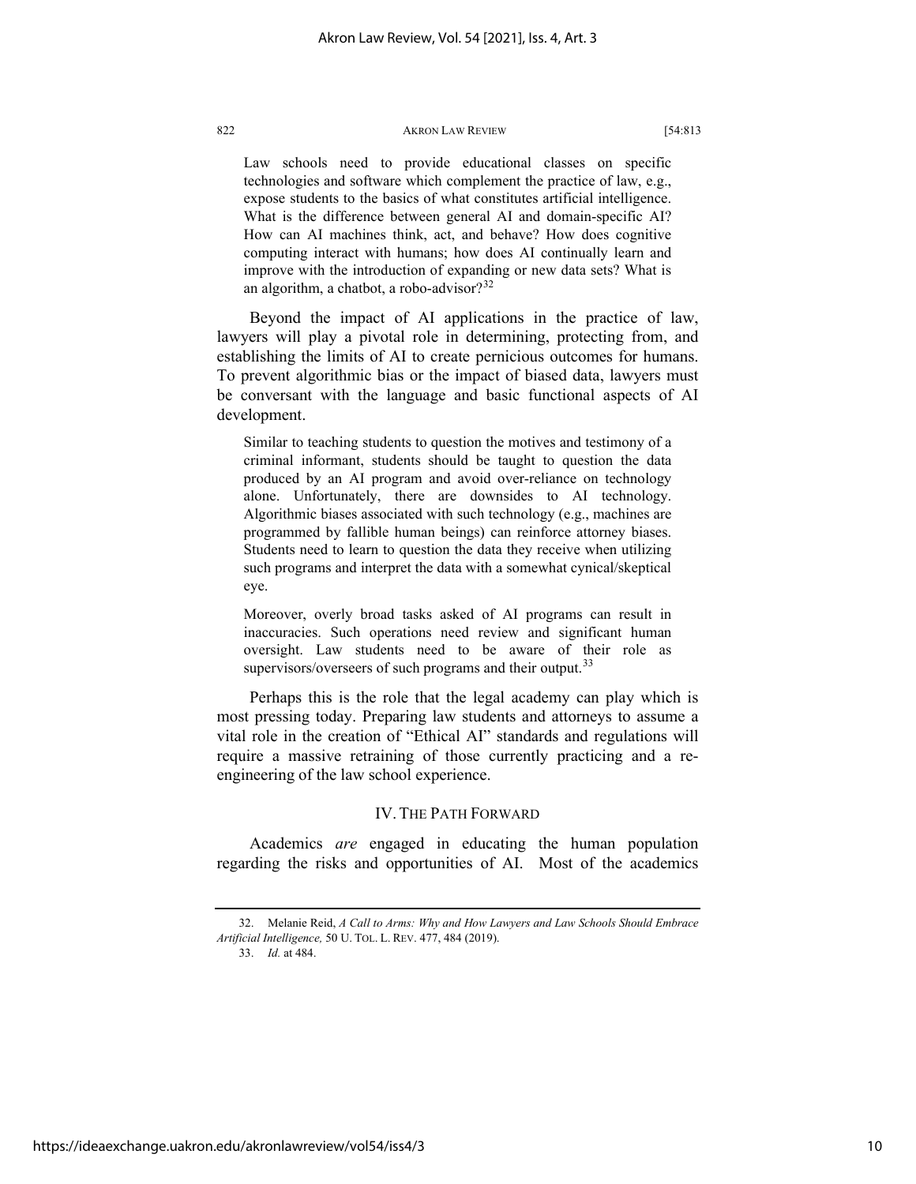> Law schools need to provide educational classes on specific technologies and software which complement the practice of law, e.g., expose students to the basics of what constitutes artificial intelligence. What is the difference between general AI and domain-specific AI? How can AI machines think, act, and behave? How does cognitive computing interact with humans; how does AI continually learn and improve with the introduction of expanding or new data sets? What is an algorithm, a chatbot, a robo-advisor?[32]

Beyond the impact of AI applications in the practice of law, lawyers will play a pivotal role in determining, protecting from, and establishing the limits of AI to create pernicious outcomes for humans. To prevent algorithmic bias or the impact of biased data, lawyers must be conversant with the language and basic functional aspects of AI development.

> Similar to teaching students to question the motives and testimony of a criminal informant, students should be taught to question the data produced by an AI program and avoid over-reliance on technology alone. Unfortunately, there are downsides to AI technology. Algorithmic biases associated with such technology (e.g., machines are programmed by fallible human beings) can reinforce attorney biases. Students need to learn to question the data they receive when utilizing such programs and interpret the data with a somewhat cynical/skeptical eye.
>
> Moreover, overly broad tasks asked of AI programs can result in inaccuracies. Such operations need review and significant human oversight. Law students need to be aware of their role as supervisors/overseers of such programs and their output.[33]

Perhaps this is the role that the legal academy can play which is most pressing today. Preparing law students and attorneys to assume a vital role in the creation of "Ethical AI" standards and regulations will require a massive retraining of those currently practicing and a re-engineering of the law school experience.

## IV. The Path Forward

Academics *are* engaged in educating the human population regarding the risks and opportunities of AI. Most of the academics

---

32. Melanie Reid, *A Call to Arms: Why and How Lawyers and Law Schools Should Embrace Artificial Intelligence,* 50 U. TOL. L. REV. 477, 484 (2019).

33. *Id.* at 484.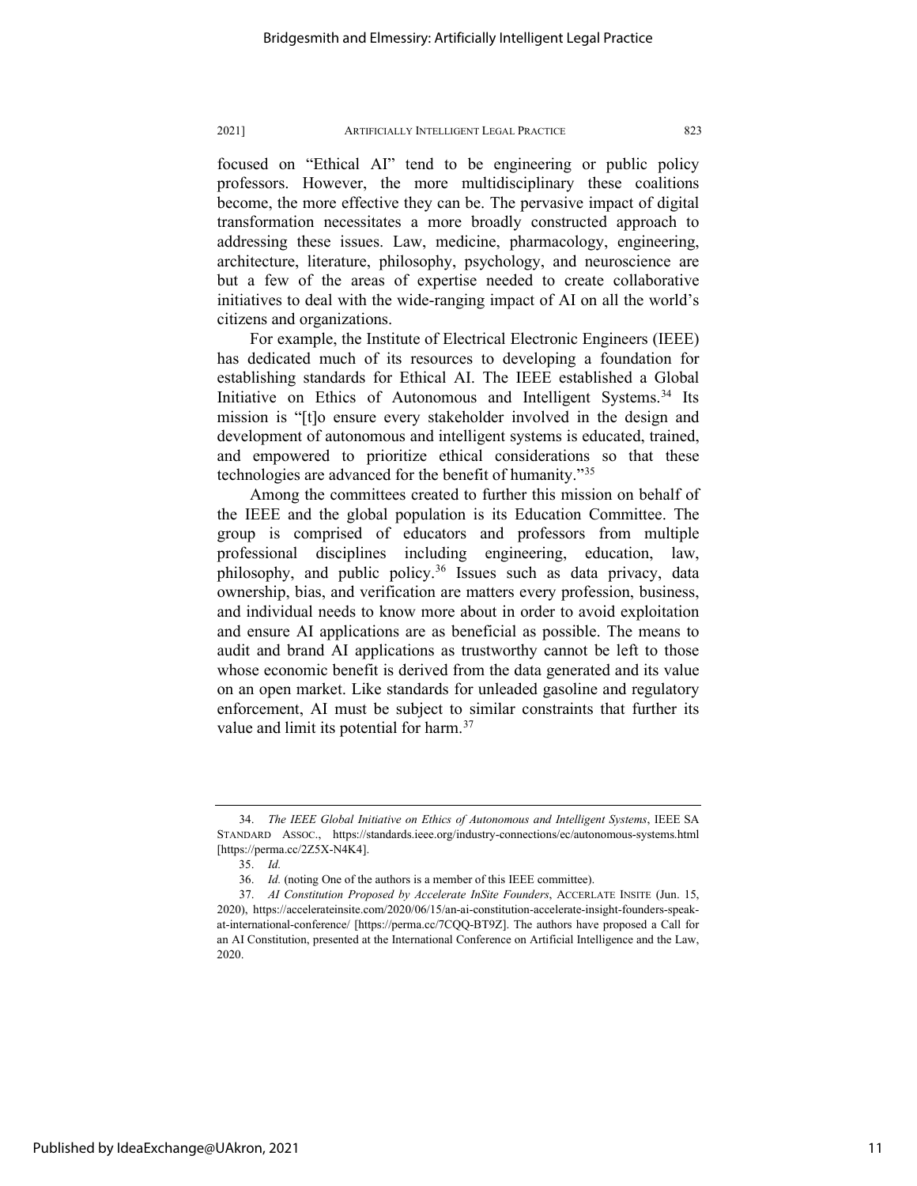focused on "Ethical AI" tend to be engineering or public policy professors. However, the more multidisciplinary these coalitions become, the more effective they can be. The pervasive impact of digital transformation necessitates a more broadly constructed approach to addressing these issues. Law, medicine, pharmacology, engineering, architecture, literature, philosophy, psychology, and neuroscience are but a few of the areas of expertise needed to create collaborative initiatives to deal with the wide-ranging impact of AI on all the world's citizens and organizations.

For example, the Institute of Electrical Electronic Engineers (IEEE) has dedicated much of its resources to developing a foundation for establishing standards for Ethical AI. The IEEE established a Global Initiative on Ethics of Autonomous and Intelligent Systems.[34] Its mission is "[t]o ensure every stakeholder involved in the design and development of autonomous and intelligent systems is educated, trained, and empowered to prioritize ethical considerations so that these technologies are advanced for the benefit of humanity."[35]

Among the committees created to further this mission on behalf of the IEEE and the global population is its Education Committee. The group is comprised of educators and professors from multiple professional disciplines including engineering, education, law, philosophy, and public policy.[36] Issues such as data privacy, data ownership, bias, and verification are matters every profession, business, and individual needs to know more about in order to avoid exploitation and ensure AI applications are as beneficial as possible. The means to audit and brand AI applications as trustworthy cannot be left to those whose economic benefit is derived from the data generated and its value on an open market. Like standards for unleaded gasoline and regulatory enforcement, AI must be subject to similar constraints that further its value and limit its potential for harm.[37]

---

34. *The IEEE Global Initiative on Ethics of Autonomous and Intelligent Systems*, IEEE SA STANDARD ASSOC., https://standards.ieee.org/industry-connections/ec/autonomous-systems.html [https://perma.cc/2Z5X-N4K4].

35. *Id.*

36. *Id.* (noting One of the authors is a member of this IEEE committee).

37. *AI Constitution Proposed by Accelerate InSite Founders*, ACCERLATE INSITE (Jun. 15, 2020), https://accelerateinsite.com/2020/06/15/an-ai-constitution-accelerate-insight-founders-speak-at-international-conference/ [https://perma.cc/7CQQ-BT9Z]. The authors have proposed a Call for an AI Constitution, presented at the International Conference on Artificial Intelligence and the Law, 2020.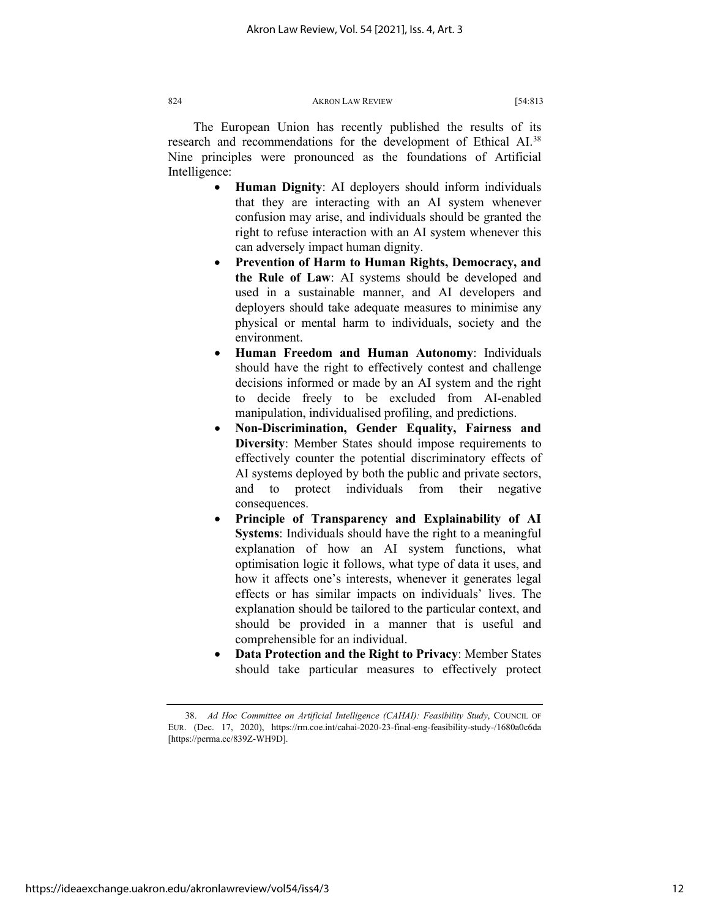The European Union has recently published the results of its research and recommendations for the development of Ethical AI.[38] Nine principles were pronounced as the foundations of Artificial Intelligence:

- **Human Dignity**: AI deployers should inform individuals that they are interacting with an AI system whenever confusion may arise, and individuals should be granted the right to refuse interaction with an AI system whenever this can adversely impact human dignity.
- **Prevention of Harm to Human Rights, Democracy, and the Rule of Law**: AI systems should be developed and used in a sustainable manner, and AI developers and deployers should take adequate measures to minimise any physical or mental harm to individuals, society and the environment.
- **Human Freedom and Human Autonomy**: Individuals should have the right to effectively contest and challenge decisions informed or made by an AI system and the right to decide freely to be excluded from AI-enabled manipulation, individualised profiling, and predictions.
- **Non-Discrimination, Gender Equality, Fairness and Diversity**: Member States should impose requirements to effectively counter the potential discriminatory effects of AI systems deployed by both the public and private sectors, and to protect individuals from their negative consequences.
- **Principle of Transparency and Explainability of AI Systems**: Individuals should have the right to a meaningful explanation of how an AI system functions, what optimisation logic it follows, what type of data it uses, and how it affects one's interests, whenever it generates legal effects or has similar impacts on individuals' lives. The explanation should be tailored to the particular context, and should be provided in a manner that is useful and comprehensible for an individual.
- **Data Protection and the Right to Privacy**: Member States should take particular measures to effectively protect

---

38. *Ad Hoc Committee on Artificial Intelligence (CAHAI): Feasibility Study*, COUNCIL OF EUR. (Dec. 17, 2020), https://rm.coe.int/cahai-2020-23-final-eng-feasibility-study-/1680a0c6da [https://perma.cc/839Z-WH9D].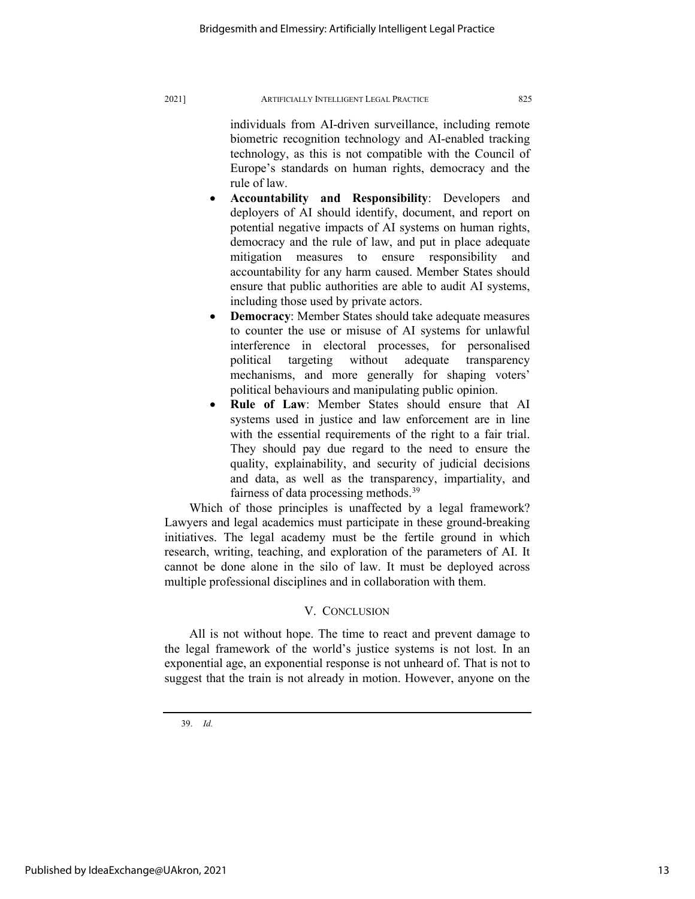individuals from AI-driven surveillance, including remote biometric recognition technology and AI-enabled tracking technology, as this is not compatible with the Council of Europe's standards on human rights, democracy and the rule of law.

- **Accountability and Responsibility**: Developers and deployers of AI should identify, document, and report on potential negative impacts of AI systems on human rights, democracy and the rule of law, and put in place adequate mitigation measures to ensure responsibility and accountability for any harm caused. Member States should ensure that public authorities are able to audit AI systems, including those used by private actors.
- **Democracy**: Member States should take adequate measures to counter the use or misuse of AI systems for unlawful interference in electoral processes, for personalised political targeting without adequate transparency mechanisms, and more generally for shaping voters' political behaviours and manipulating public opinion.
- **Rule of Law**: Member States should ensure that AI systems used in justice and law enforcement are in line with the essential requirements of the right to a fair trial. They should pay due regard to the need to ensure the quality, explainability, and security of judicial decisions and data, as well as the transparency, impartiality, and fairness of data processing methods.[39]

Which of those principles is unaffected by a legal framework? Lawyers and legal academics must participate in these ground-breaking initiatives. The legal academy must be the fertile ground in which research, writing, teaching, and exploration of the parameters of AI. It cannot be done alone in the silo of law. It must be deployed across multiple professional disciplines and in collaboration with them.

## V. CONCLUSION

All is not without hope. The time to react and prevent damage to the legal framework of the world's justice systems is not lost. In an exponential age, an exponential response is not unheard of. That is not to suggest that the train is not already in motion. However, anyone on the

39. *Id.*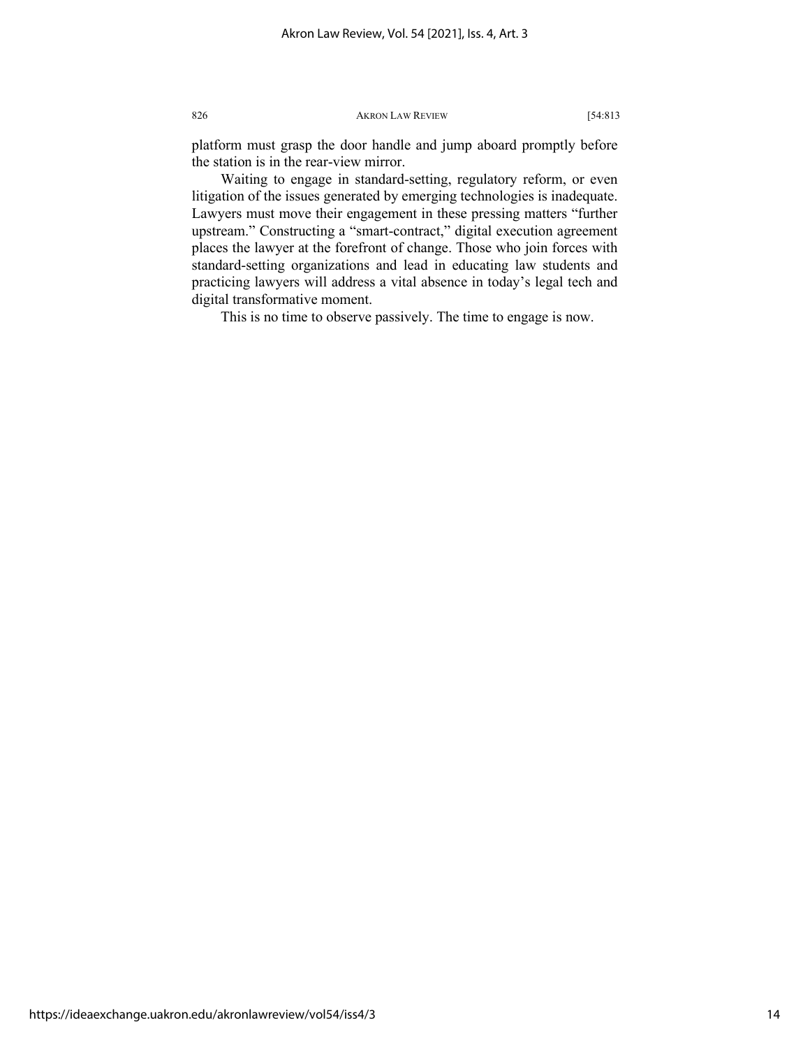platform must grasp the door handle and jump aboard promptly before the station is in the rear-view mirror.

Waiting to engage in standard-setting, regulatory reform, or even litigation of the issues generated by emerging technologies is inadequate. Lawyers must move their engagement in these pressing matters "further upstream." Constructing a "smart-contract," digital execution agreement places the lawyer at the forefront of change. Those who join forces with standard-setting organizations and lead in educating law students and practicing lawyers will address a vital absence in today's legal tech and digital transformative moment.

This is no time to observe passively. The time to engage is now.